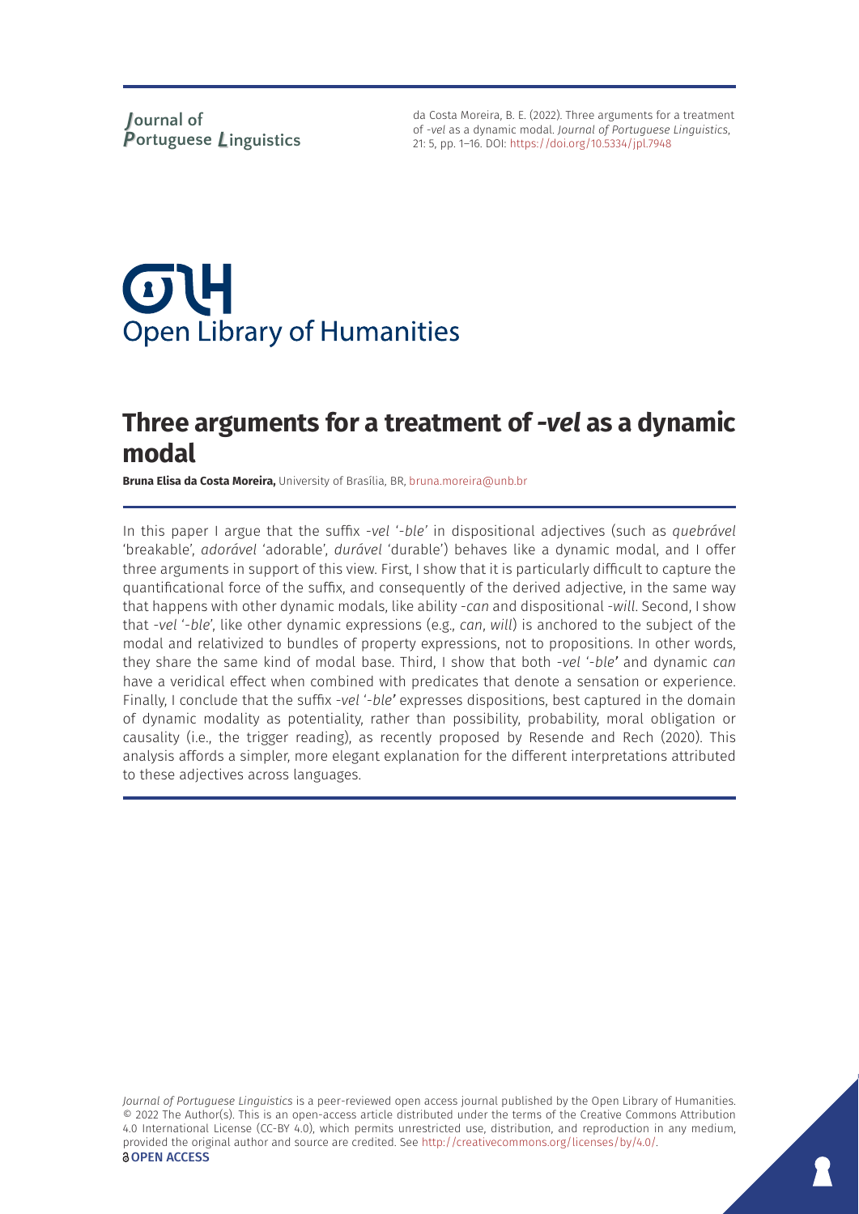da Costa Moreira, B. E. (2022). Three arguments for a treatment of *-vel* as a dynamic modal. *Journal of Portuguese Linguistics*, 21: 5, pp. 1–16. DOI: https://doi.org/10.5334/jpl.7948

# Three arguments for a treatment of *-vel* as a dynamic modal

**Bruna Elisa da Costa Moreira,** University of Brasília, BR, bruna.moreira@unb.br

In this paper I argue that the suffix *-vel* '*-ble*' in dispositional adjectives (such as *quebrável* 'breakable', *adorável* 'adorable', *durável* 'durable') behaves like a dynamic modal, and I offer three arguments in support of this view. First, I show that it is particularly difficult to capture the quantificational force of the suffix, and consequently of the derived adjective, in the same way that happens with other dynamic modals, like ability *-can* and dispositional *-will*. Second, I show that *-vel* '*-ble*', like other dynamic expressions (e.g., *can*, *will*) is anchored to the subject of the modal and relativized to bundles of property expressions, not to propositions. In other words, they share the same kind of modal base. Third, I show that both *-vel* '*-ble*' and dynamic *can* have a veridical effect when combined with predicates that denote a sensation or experience. Finally, I conclude that the suffix *-vel* '*-ble*' expresses dispositions, best captured in the domain of dynamic modality as potentiality, rather than possibility, probability, moral obligation or causality (i.e., the trigger reading), as recently proposed by Resende and Rech (2020). This analysis affords a simpler, more elegant explanation for the different interpretations attributed to these adjectives across languages.

*Journal of Portuguese Linguistics* is a peer-reviewed open access journal published by the Open Library of Humanities. © 2022 The Author(s). This is an open-access article distributed under the terms of the Creative Commons Attribution 4.0 International License (CC-BY 4.0), which permits unrestricted use, distribution, and reproduction in any medium, provided the original author and source are credited. See http://creativecommons.org/licenses/by/4.0/.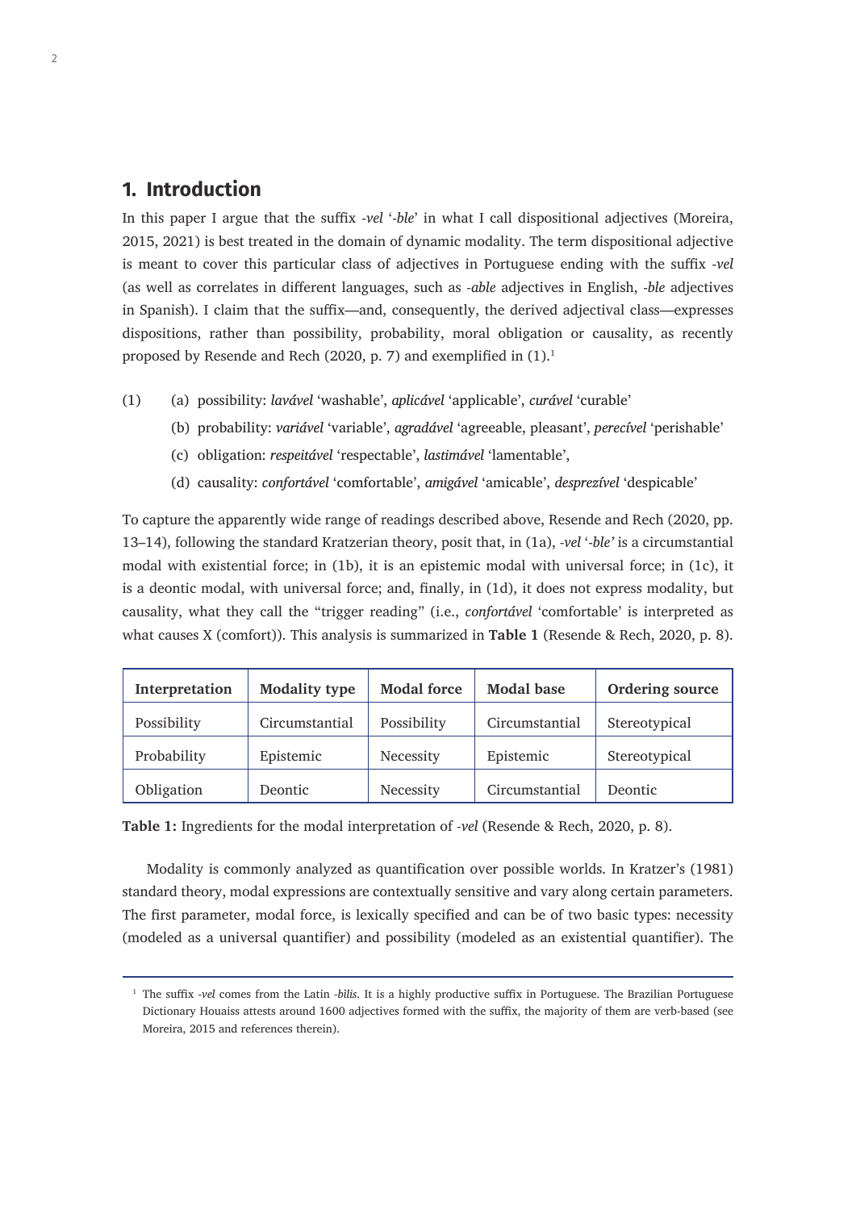## 1. Introduction

In this paper I argue that the suffix *-vel* '*-ble*' in what I call dispositional adjectives (Moreira, 2015, 2021) is best treated in the domain of dynamic modality. The term dispositional adjective is meant to cover this particular class of adjectives in Portuguese ending with the suffix *-vel* (as well as correlates in different languages, such as *-able* adjectives in English, *-ble* adjectives in Spanish). I claim that the suffix—and, consequently, the derived adjectival class—expresses dispositions, rather than possibility, probability, moral obligation or causality, as recently proposed by Resende and Rech (2020, p. 7) and exemplified in (1).[1]

(1) (a) possibility: *lavável* 'washable', *aplicável* 'applicable', *curável* 'curable'
   (b) probability: *variável* 'variable', *agradável* 'agreeable, pleasant', *perecível* 'perishable'
   (c) obligation: *respeitável* 'respectable', *lastimável* 'lamentable',
   (d) causality: *confortável* 'comfortable', *amigável* 'amicable', *desprezível* 'despicable'

To capture the apparently wide range of readings described above, Resende and Rech (2020, pp. 13–14), following the standard Kratzerian theory, posit that, in (1a), *-vel* '*-ble'* is a circumstantial modal with existential force; in (1b), it is an epistemic modal with universal force; in (1c), it is a deontic modal, with universal force; and, finally, in (1d), it does not express modality, but causality, what they call the "trigger reading" (i.e., *confortável* 'comfortable' is interpreted as what causes X (comfort)). This analysis is summarized in **Table 1** (Resende & Rech, 2020, p. 8).

| Interpretation | Modality type | Modal force | Modal base | Ordering source |
|---|---|---|---|---|
| Possibility | Circumstantial | Possibility | Circumstantial | Stereotypical |
| Probability | Epistemic | Necessity | Epistemic | Stereotypical |
| Obligation | Deontic | Necessity | Circumstantial | Deontic |

**Table 1:** Ingredients for the modal interpretation of *-vel* (Resende & Rech, 2020, p. 8).

Modality is commonly analyzed as quantification over possible worlds. In Kratzer's (1981) standard theory, modal expressions are contextually sensitive and vary along certain parameters. The first parameter, modal force, is lexically specified and can be of two basic types: necessity (modeled as a universal quantifier) and possibility (modeled as an existential quantifier). The

[1] The suffix *-vel* comes from the Latin *-bilis*. It is a highly productive suffix in Portuguese. The Brazilian Portuguese Dictionary Houaiss attests around 1600 adjectives formed with the suffix, the majority of them are verb-based (see Moreira, 2015 and references therein).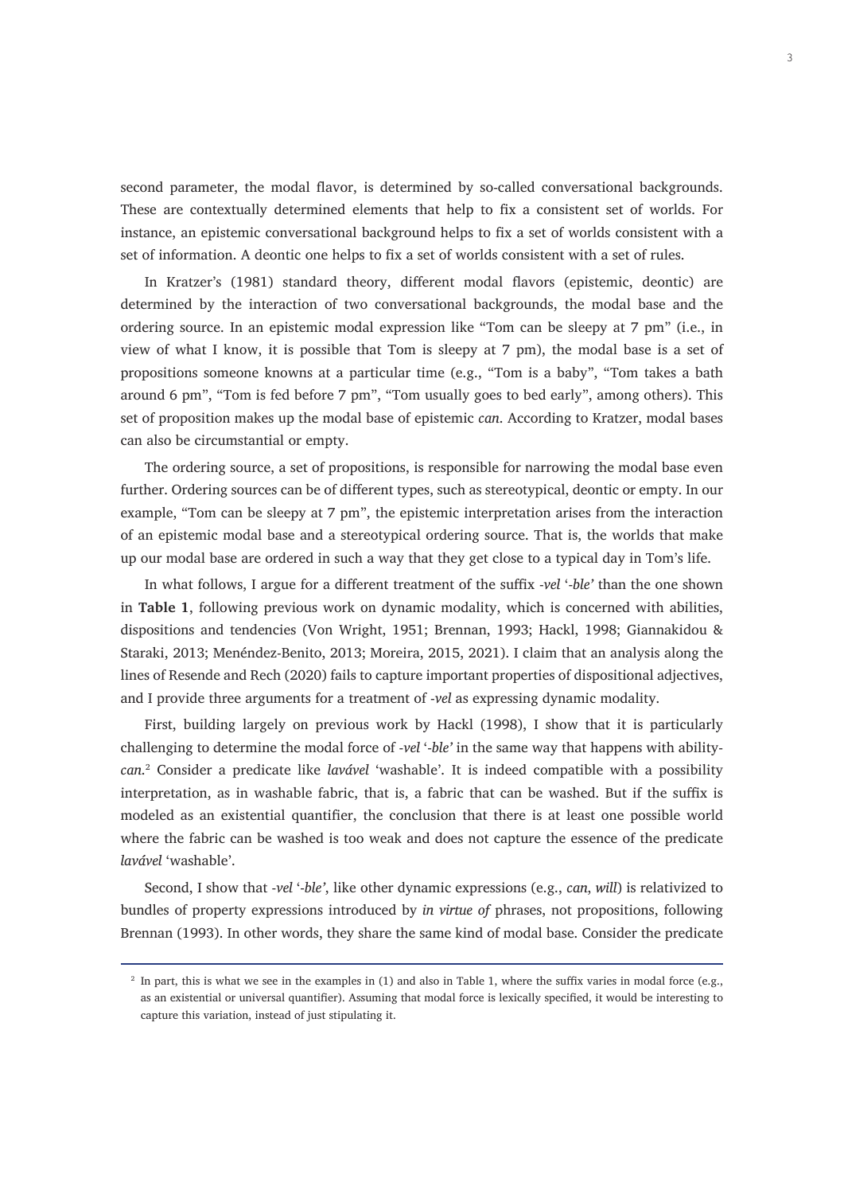second parameter, the modal flavor, is determined by so-called conversational backgrounds. These are contextually determined elements that help to fix a consistent set of worlds. For instance, an epistemic conversational background helps to fix a set of worlds consistent with a set of information. A deontic one helps to fix a set of worlds consistent with a set of rules.

In Kratzer's (1981) standard theory, different modal flavors (epistemic, deontic) are determined by the interaction of two conversational backgrounds, the modal base and the ordering source. In an epistemic modal expression like "Tom can be sleepy at 7 pm" (i.e., in view of what I know, it is possible that Tom is sleepy at 7 pm), the modal base is a set of propositions someone knowns at a particular time (e.g., "Tom is a baby", "Tom takes a bath around 6 pm", "Tom is fed before 7 pm", "Tom usually goes to bed early", among others). This set of proposition makes up the modal base of epistemic *can*. According to Kratzer, modal bases can also be circumstantial or empty.

The ordering source, a set of propositions, is responsible for narrowing the modal base even further. Ordering sources can be of different types, such as stereotypical, deontic or empty. In our example, "Tom can be sleepy at 7 pm", the epistemic interpretation arises from the interaction of an epistemic modal base and a stereotypical ordering source. That is, the worlds that make up our modal base are ordered in such a way that they get close to a typical day in Tom's life.

In what follows, I argue for a different treatment of the suffix *-vel* '*-ble'* than the one shown in **Table 1**, following previous work on dynamic modality, which is concerned with abilities, dispositions and tendencies (Von Wright, 1951; Brennan, 1993; Hackl, 1998; Giannakidou & Staraki, 2013; Menéndez-Benito, 2013; Moreira, 2015, 2021). I claim that an analysis along the lines of Resende and Rech (2020) fails to capture important properties of dispositional adjectives, and I provide three arguments for a treatment of *-vel* as expressing dynamic modality.

First, building largely on previous work by Hackl (1998), I show that it is particularly challenging to determine the modal force of *-vel* '*-ble'* in the same way that happens with ability-*can*.[2] Consider a predicate like *lavável* 'washable'. It is indeed compatible with a possibility interpretation, as in washable fabric, that is, a fabric that can be washed. But if the suffix is modeled as an existential quantifier, the conclusion that there is at least one possible world where the fabric can be washed is too weak and does not capture the essence of the predicate *lavável* 'washable'.

Second, I show that *-vel* '*-ble'*, like other dynamic expressions (e.g., *can*, *will*) is relativized to bundles of property expressions introduced by *in virtue of* phrases, not propositions, following Brennan (1993). In other words, they share the same kind of modal base. Consider the predicate

[2] In part, this is what we see in the examples in (1) and also in Table 1, where the suffix varies in modal force (e.g., as an existential or universal quantifier). Assuming that modal force is lexically specified, it would be interesting to capture this variation, instead of just stipulating it.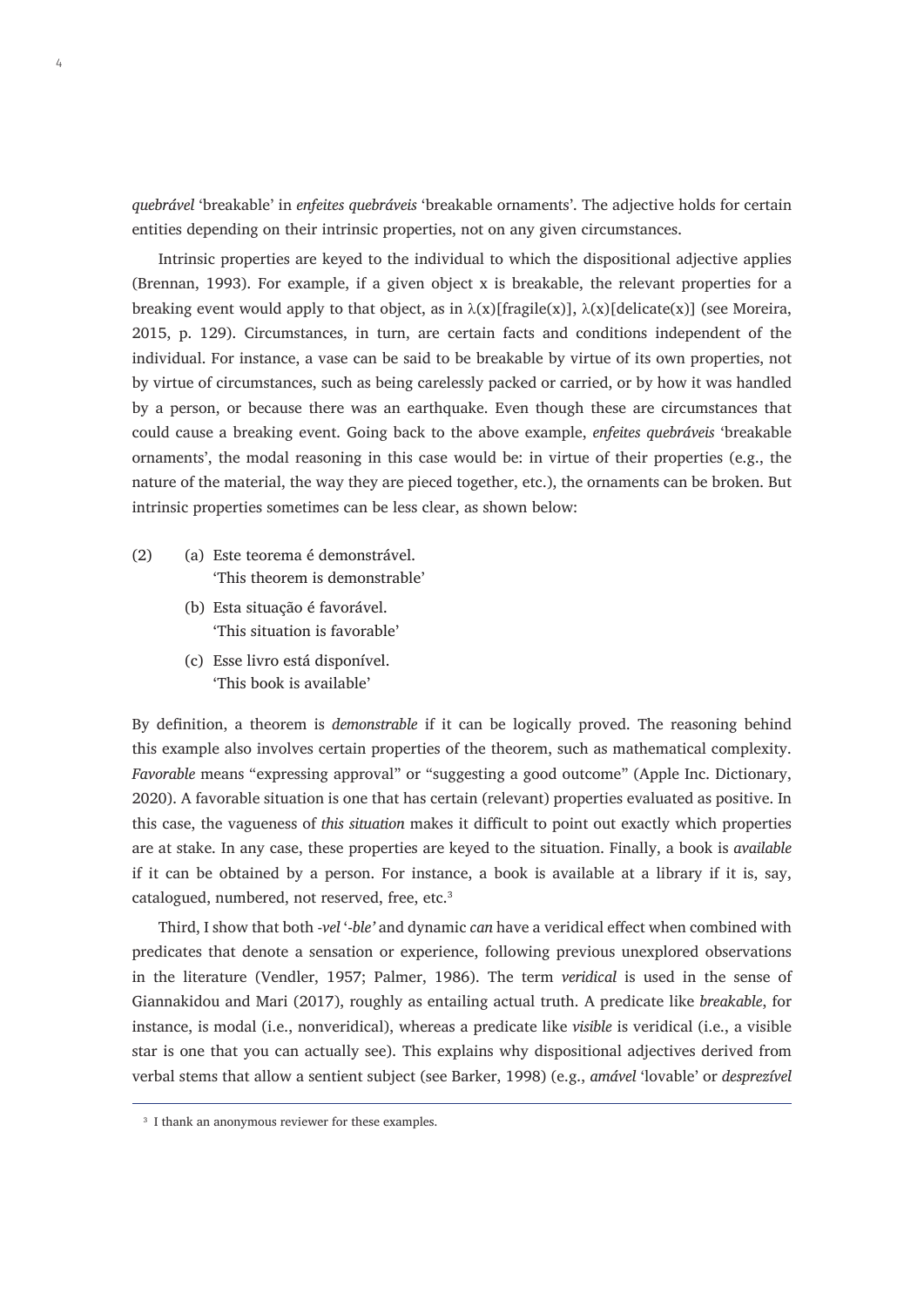*quebrável* 'breakable' in *enfeites quebráveis* 'breakable ornaments'. The adjective holds for certain entities depending on their intrinsic properties, not on any given circumstances.

Intrinsic properties are keyed to the individual to which the dispositional adjective applies (Brennan, 1993). For example, if a given object x is breakable, the relevant properties for a breaking event would apply to that object, as in λ(x)[fragile(x)], λ(x)[delicate(x)] (see Moreira, 2015, p. 129). Circumstances, in turn, are certain facts and conditions independent of the individual. For instance, a vase can be said to be breakable by virtue of its own properties, not by virtue of circumstances, such as being carelessly packed or carried, or by how it was handled by a person, or because there was an earthquake. Even though these are circumstances that could cause a breaking event. Going back to the above example, *enfeites quebráveis* 'breakable ornaments', the modal reasoning in this case would be: in virtue of their properties (e.g., the nature of the material, the way they are pieced together, etc.), the ornaments can be broken. But intrinsic properties sometimes can be less clear, as shown below:

(2) (a) Este teorema é demonstrável.
'This theorem is demonstrable'

(b) Esta situação é favorável.
'This situation is favorable'

(c) Esse livro está disponível.
'This book is available'

By definition, a theorem is *demonstrable* if it can be logically proved. The reasoning behind this example also involves certain properties of the theorem, such as mathematical complexity. *Favorable* means "expressing approval" or "suggesting a good outcome" (Apple Inc. Dictionary, 2020). A favorable situation is one that has certain (relevant) properties evaluated as positive. In this case, the vagueness of *this situation* makes it difficult to point out exactly which properties are at stake. In any case, these properties are keyed to the situation. Finally, a book is *available* if it can be obtained by a person. For instance, a book is available at a library if it is, say, catalogued, numbered, not reserved, free, etc.[3]

Third, I show that both *-vel* '*-ble'* and dynamic *can* have a veridical effect when combined with predicates that denote a sensation or experience, following previous unexplored observations in the literature (Vendler, 1957; Palmer, 1986). The term *veridical* is used in the sense of Giannakidou and Mari (2017), roughly as entailing actual truth. A predicate like *breakable*, for instance, is modal (i.e., nonveridical), whereas a predicate like *visible* is veridical (i.e., a visible star is one that you can actually see). This explains why dispositional adjectives derived from verbal stems that allow a sentient subject (see Barker, 1998) (e.g., *amável* 'lovable' or *desprezível*

[3] I thank an anonymous reviewer for these examples.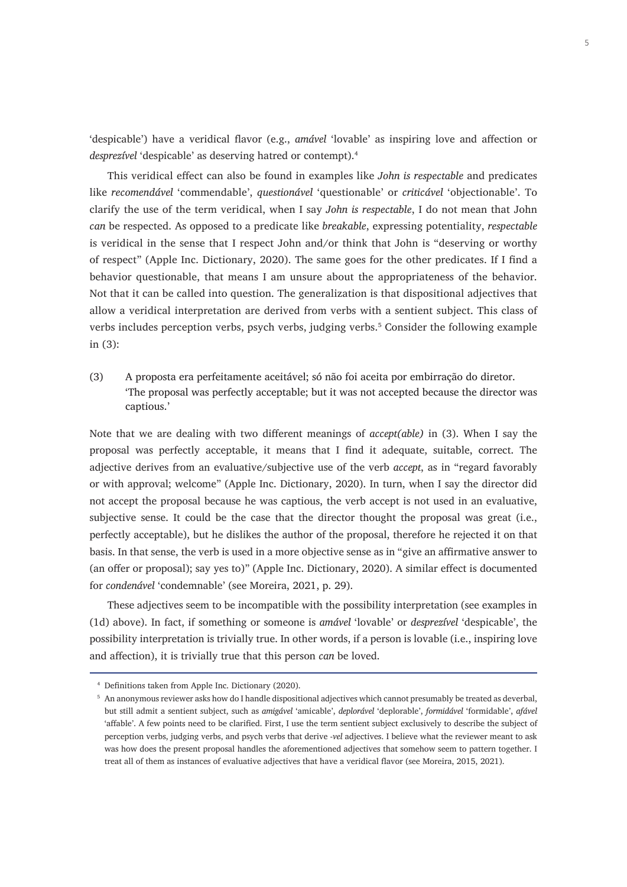'despicable') have a veridical flavor (e.g., *amável* 'lovable' as inspiring love and affection or *desprezível* 'despicable' as deserving hatred or contempt).[4]

This veridical effect can also be found in examples like *John is respectable* and predicates like *recomendável* 'commendable', *questionável* 'questionable' or *criticável* 'objectionable'. To clarify the use of the term veridical, when I say *John is respectable*, I do not mean that John *can* be respected. As opposed to a predicate like *breakable*, expressing potentiality, *respectable* is veridical in the sense that I respect John and/or think that John is "deserving or worthy of respect" (Apple Inc. Dictionary, 2020). The same goes for the other predicates. If I find a behavior questionable, that means I am unsure about the appropriateness of the behavior. Not that it can be called into question. The generalization is that dispositional adjectives that allow a veridical interpretation are derived from verbs with a sentient subject. This class of verbs includes perception verbs, psych verbs, judging verbs.[5] Consider the following example in (3):

(3) A proposta era perfeitamente aceitável; só não foi aceita por embirração do diretor.
'The proposal was perfectly acceptable; but it was not accepted because the director was captious.'

Note that we are dealing with two different meanings of *accept(able)* in (3). When I say the proposal was perfectly acceptable, it means that I find it adequate, suitable, correct. The adjective derives from an evaluative/subjective use of the verb *accept*, as in "regard favorably or with approval; welcome" (Apple Inc. Dictionary, 2020). In turn, when I say the director did not accept the proposal because he was captious, the verb accept is not used in an evaluative, subjective sense. It could be the case that the director thought the proposal was great (i.e., perfectly acceptable), but he dislikes the author of the proposal, therefore he rejected it on that basis. In that sense, the verb is used in a more objective sense as in "give an affirmative answer to (an offer or proposal); say yes to)" (Apple Inc. Dictionary, 2020). A similar effect is documented for *condenável* 'condemnable' (see Moreira, 2021, p. 29).

These adjectives seem to be incompatible with the possibility interpretation (see examples in (1d) above). In fact, if something or someone is *amável* 'lovable' or *desprezível* 'despicable', the possibility interpretation is trivially true. In other words, if a person is lovable (i.e., inspiring love and affection), it is trivially true that this person *can* be loved.

---

[4] Definitions taken from Apple Inc. Dictionary (2020).

[5] An anonymous reviewer asks how do I handle dispositional adjectives which cannot presumably be treated as deverbal, but still admit a sentient subject, such as *amigável* 'amicable', *deplorável* 'deplorable', *formidável* 'formidable', *afável* 'affable'. A few points need to be clarified. First, I use the term sentient subject exclusively to describe the subject of perception verbs, judging verbs, and psych verbs that derive *-vel* adjectives. I believe what the reviewer meant to ask was how does the present proposal handles the aforementioned adjectives that somehow seem to pattern together. I treat all of them as instances of evaluative adjectives that have a veridical flavor (see Moreira, 2015, 2021).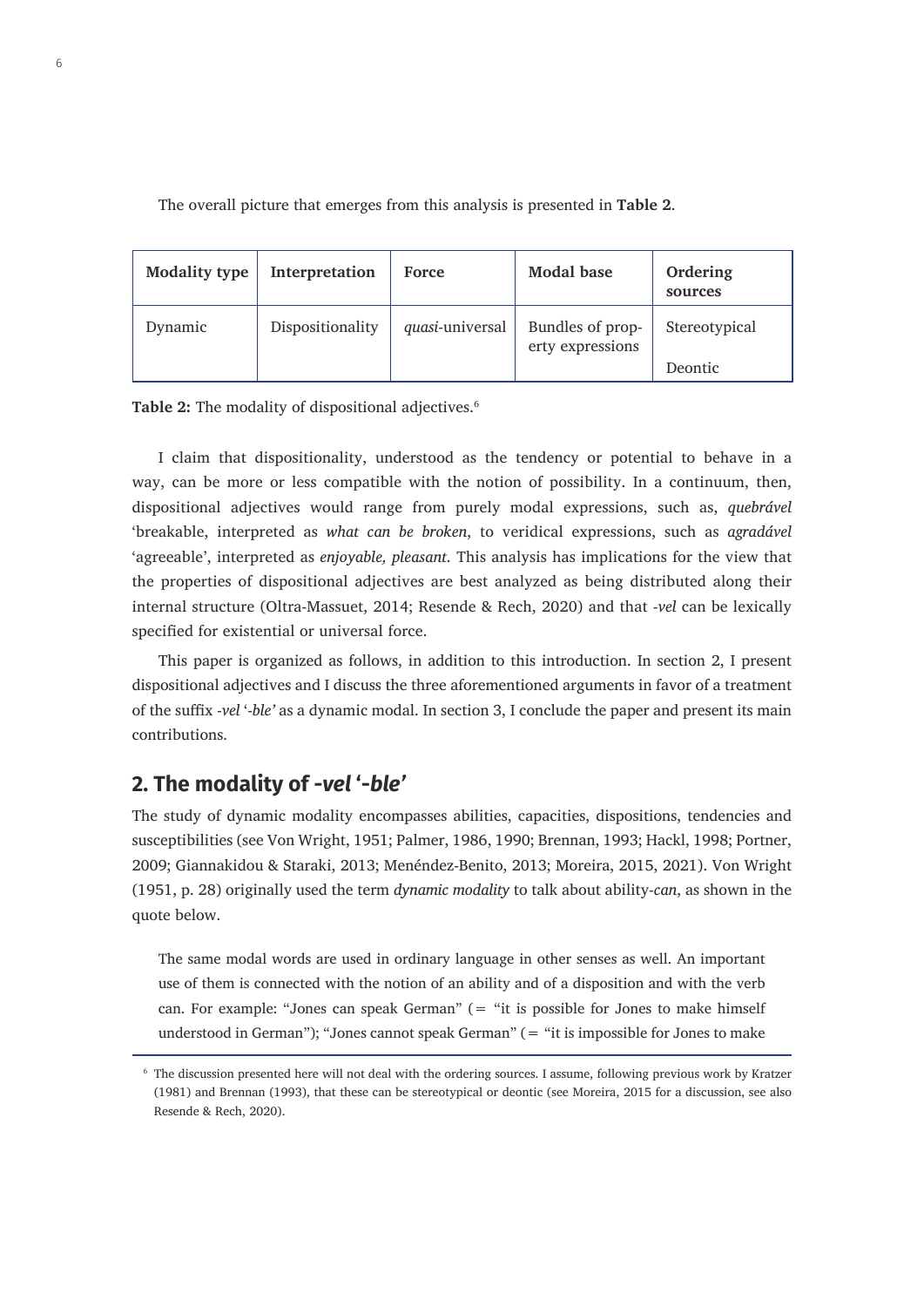The overall picture that emerges from this analysis is presented in **Table 2**.

| Modality type | Interpretation | Force | Modal base | Ordering sources |
|---|---|---|---|---|
| Dynamic | Dispositionality | *quasi*-universal | Bundles of property expressions | Stereotypical<br>Deontic |

**Table 2:** The modality of dispositional adjectives.[6]

I claim that dispositionality, understood as the tendency or potential to behave in a way, can be more or less compatible with the notion of possibility. In a continuum, then, dispositional adjectives would range from purely modal expressions, such as, *quebrável* 'breakable, interpreted as *what can be broken*, to veridical expressions, such as *agradável* 'agreeable', interpreted as *enjoyable, pleasant.* This analysis has implications for the view that the properties of dispositional adjectives are best analyzed as being distributed along their internal structure (Oltra-Massuet, 2014; Resende & Rech, 2020) and that *-vel* can be lexically specified for existential or universal force.

This paper is organized as follows, in addition to this introduction. In section 2, I present dispositional adjectives and I discuss the three aforementioned arguments in favor of a treatment of the suffix *-vel* '*-ble'* as a dynamic modal. In section 3, I conclude the paper and present its main contributions.

## 2. The modality of *-vel* '*-ble'*

The study of dynamic modality encompasses abilities, capacities, dispositions, tendencies and susceptibilities (see Von Wright, 1951; Palmer, 1986, 1990; Brennan, 1993; Hackl, 1998; Portner, 2009; Giannakidou & Staraki, 2013; Menéndez-Benito, 2013; Moreira, 2015, 2021). Von Wright (1951, p. 28) originally used the term *dynamic modality* to talk about ability-*can*, as shown in the quote below.

> The same modal words are used in ordinary language in other senses as well. An important use of them is connected with the notion of an ability and of a disposition and with the verb can. For example: "Jones can speak German" (= "it is possible for Jones to make himself understood in German"); "Jones cannot speak German" (= "it is impossible for Jones to make

[6] The discussion presented here will not deal with the ordering sources. I assume, following previous work by Kratzer (1981) and Brennan (1993), that these can be stereotypical or deontic (see Moreira, 2015 for a discussion, see also Resende & Rech, 2020).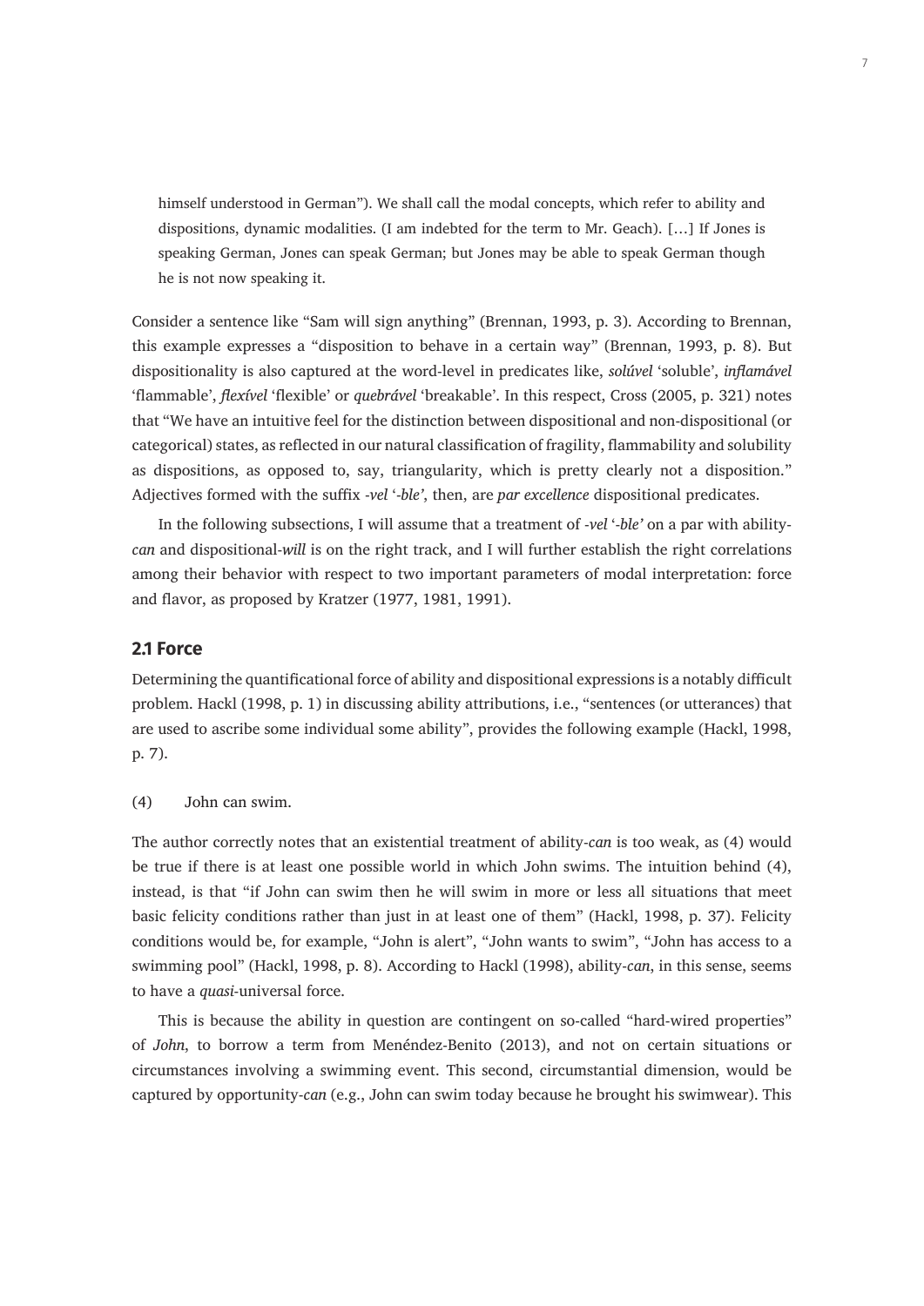> himself understood in German"). We shall call the modal concepts, which refer to ability and dispositions, dynamic modalities. (I am indebted for the term to Mr. Geach). […] If Jones is speaking German, Jones can speak German; but Jones may be able to speak German though he is not now speaking it.

Consider a sentence like "Sam will sign anything" (Brennan, 1993, p. 3). According to Brennan, this example expresses a "disposition to behave in a certain way" (Brennan, 1993, p. 8). But dispositionality is also captured at the word-level in predicates like, ***solúvel*** 'soluble', ***inflamável*** 'flammable', ***flexível*** 'flexible' or ***quebrável*** 'breakable'. In this respect, Cross (2005, p. 321) notes that "We have an intuitive feel for the distinction between dispositional and non-dispositional (or categorical) states, as reflected in our natural classification of fragility, flammability and solubility as dispositions, as opposed to, say, triangularity, which is pretty clearly not a disposition." Adjectives formed with the suffix *-vel* '*-ble'*, then, are *par excellence* dispositional predicates.

In the following subsections, I will assume that a treatment of *-vel* '*-ble'* on a par with ability-*can* and dispositional-*will* is on the right track, and I will further establish the right correlations among their behavior with respect to two important parameters of modal interpretation: force and flavor, as proposed by Kratzer (1977, 1981, 1991).

## 2.1 Force

Determining the quantificational force of ability and dispositional expressions is a notably difficult problem. Hackl (1998, p. 1) in discussing ability attributions, i.e., "sentences (or utterances) that are used to ascribe some individual some ability", provides the following example (Hackl, 1998, p. 7).

(4) John can swim.

The author correctly notes that an existential treatment of ability-*can* is too weak, as (4) would be true if there is at least one possible world in which John swims. The intuition behind (4), instead, is that "if John can swim then he will swim in more or less all situations that meet basic felicity conditions rather than just in at least one of them" (Hackl, 1998, p. 37). Felicity conditions would be, for example, "John is alert", "John wants to swim", "John has access to a swimming pool" (Hackl, 1998, p. 8). According to Hackl (1998), ability-*can*, in this sense, seems to have a *quasi*-universal force.

This is because the ability in question are contingent on so-called "hard-wired properties" of *John*, to borrow a term from Menéndez-Benito (2013), and not on certain situations or circumstances involving a swimming event. This second, circumstantial dimension, would be captured by opportunity-*can* (e.g., John can swim today because he brought his swimwear). This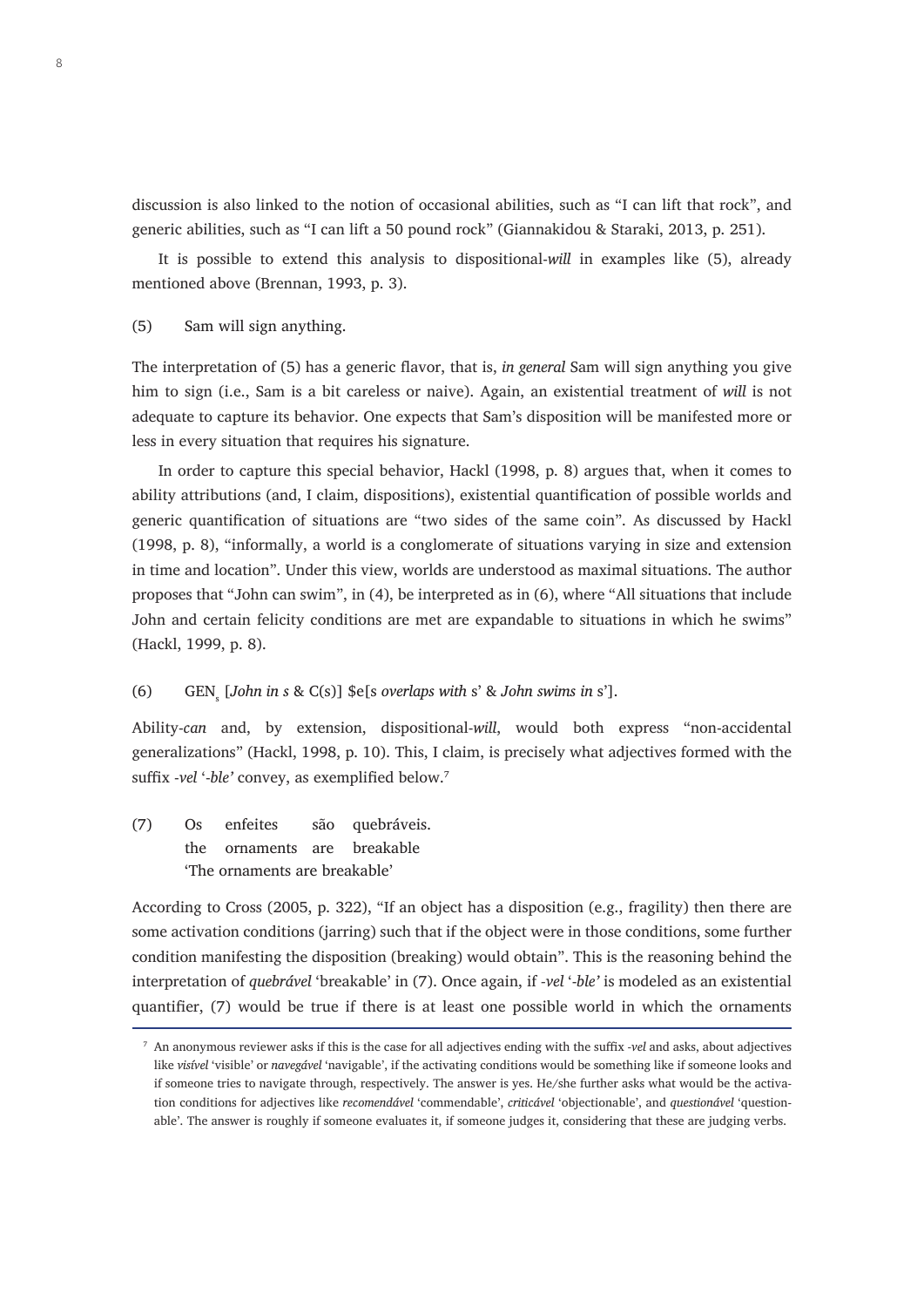discussion is also linked to the notion of occasional abilities, such as "I can lift that rock", and generic abilities, such as "I can lift a 50 pound rock" (Giannakidou & Staraki, 2013, p. 251).

It is possible to extend this analysis to dispositional-*will* in examples like (5), already mentioned above (Brennan, 1993, p. 3).

(5) Sam will sign anything.

The interpretation of (5) has a generic flavor, that is, *in general* Sam will sign anything you give him to sign (i.e., Sam is a bit careless or naive). Again, an existential treatment of *will* is not adequate to capture its behavior. One expects that Sam's disposition will be manifested more or less in every situation that requires his signature.

In order to capture this special behavior, Hackl (1998, p. 8) argues that, when it comes to ability attributions (and, I claim, dispositions), existential quantification of possible worlds and generic quantification of situations are "two sides of the same coin". As discussed by Hackl (1998, p. 8), "informally, a world is a conglomerate of situations varying in size and extension in time and location". Under this view, worlds are understood as maximal situations. The author proposes that "John can swim", in (4), be interpreted as in (6), where "All situations that include John and certain felicity conditions are met are expandable to situations in which he swims" (Hackl, 1999, p. 8).

(6) $\text{GEN}_s$ [*John in s* & C(s)] $e[s *overlaps with* s' & *John swims in* s'].

Ability-*can* and, by extension, dispositional-*will*, would both express "non-accidental generalizations" (Hackl, 1998, p. 10). This, I claim, is precisely what adjectives formed with the suffix *-vel* '*-ble'* convey, as exemplified below.[7]

(7) Os enfeites são quebráveis.
the ornaments are breakable
'The ornaments are breakable'

According to Cross (2005, p. 322), "If an object has a disposition (e.g., fragility) then there are some activation conditions (jarring) such that if the object were in those conditions, some further condition manifesting the disposition (breaking) would obtain". This is the reasoning behind the interpretation of *quebrável* 'breakable' in (7). Once again, if *-vel* '*-ble'* is modeled as an existential quantifier, (7) would be true if there is at least one possible world in which the ornaments

[7] An anonymous reviewer asks if this is the case for all adjectives ending with the suffix *-vel* and asks, about adjectives like *visível* 'visible' or *navegável* 'navigable', if the activating conditions would be something like if someone looks and if someone tries to navigate through, respectively. The answer is yes. He/she further asks what would be the activation conditions for adjectives like *recomendável* 'commendable', *criticável* 'objectionable', and *questionável* 'questionable'. The answer is roughly if someone evaluates it, if someone judges it, considering that these are judging verbs.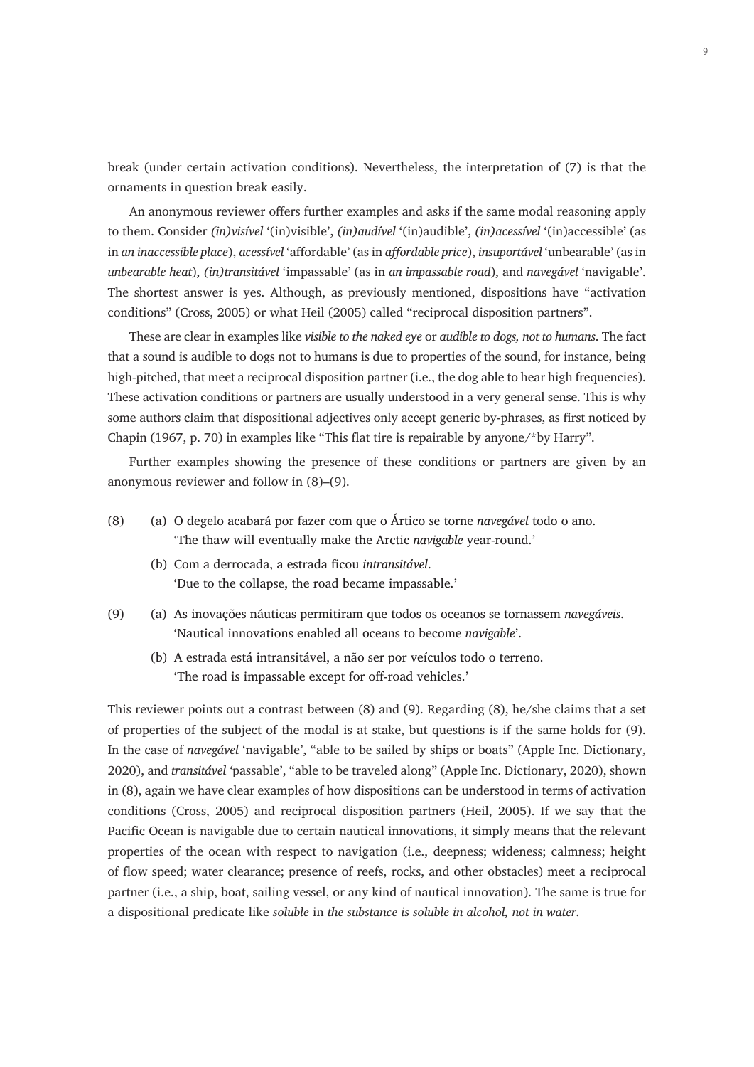break (under certain activation conditions). Nevertheless, the interpretation of (7) is that the ornaments in question break easily.

An anonymous reviewer offers further examples and asks if the same modal reasoning apply to them. Consider *(in)visível* '(in)visible', *(in)audível* '(in)audible', *(in)acessível* '(in)accessible' (as in *an inaccessible place*), *acessível* 'affordable' (as in *affordable price*), *insuportável* 'unbearable' (as in *unbearable heat*), *(in)transitável* 'impassable' (as in *an impassable road*), and *navegável* 'navigable'. The shortest answer is yes. Although, as previously mentioned, dispositions have "activation conditions" (Cross, 2005) or what Heil (2005) called "reciprocal disposition partners".

These are clear in examples like *visible to the naked eye* or *audible to dogs, not to humans*. The fact that a sound is audible to dogs not to humans is due to properties of the sound, for instance, being high-pitched, that meet a reciprocal disposition partner (i.e., the dog able to hear high frequencies). These activation conditions or partners are usually understood in a very general sense. This is why some authors claim that dispositional adjectives only accept generic by-phrases, as first noticed by Chapin (1967, p. 70) in examples like "This flat tire is repairable by anyone/*by Harry".

Further examples showing the presence of these conditions or partners are given by an anonymous reviewer and follow in (8)–(9).

(8) (a) O degelo acabará por fazer com que o Ártico se torne *navegável* todo o ano.
'The thaw will eventually make the Arctic *navigable* year-round.'

(b) Com a derrocada, a estrada ficou *intransitável*.
'Due to the collapse, the road became impassable.'

(9) (a) As inovações náuticas permitiram que todos os oceanos se tornassem *navegáveis*.
'Nautical innovations enabled all oceans to become *navigable*'.

(b) A estrada está intransitável, a não ser por veículos todo o terreno.
'The road is impassable except for off-road vehicles.'

This reviewer points out a contrast between (8) and (9). Regarding (8), he/she claims that a set of properties of the subject of the modal is at stake, but questions is if the same holds for (9). In the case of *navegável* 'navigable', "able to be sailed by ships or boats" (Apple Inc. Dictionary, 2020), and *transitável* 'passable', "able to be traveled along" (Apple Inc. Dictionary, 2020), shown in (8), again we have clear examples of how dispositions can be understood in terms of activation conditions (Cross, 2005) and reciprocal disposition partners (Heil, 2005). If we say that the Pacific Ocean is navigable due to certain nautical innovations, it simply means that the relevant properties of the ocean with respect to navigation (i.e., deepness; wideness; calmness; height of flow speed; water clearance; presence of reefs, rocks, and other obstacles) meet a reciprocal partner (i.e., a ship, boat, sailing vessel, or any kind of nautical innovation). The same is true for a dispositional predicate like *soluble* in *the substance is soluble in alcohol, not in water*.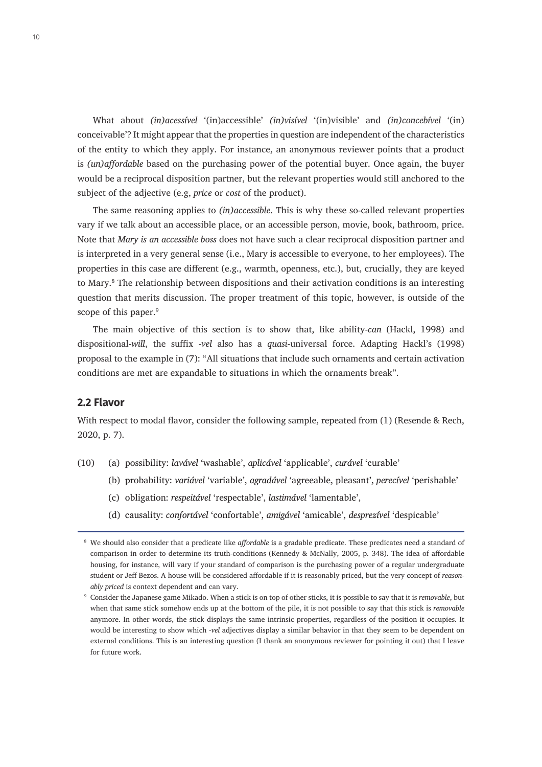What about *(in)acessível* '(in)accessible' *(in)visível* '(in)visible' and *(in)concebível* '(in) conceivable'? It might appear that the properties in question are independent of the characteristics of the entity to which they apply. For instance, an anonymous reviewer points that a product is *(un)affordable* based on the purchasing power of the potential buyer. Once again, the buyer would be a reciprocal disposition partner, but the relevant properties would still anchored to the subject of the adjective (e.g, *price* or *cost* of the product).

The same reasoning applies to *(in)accessible*. This is why these so-called relevant properties vary if we talk about an accessible place, or an accessible person, movie, book, bathroom, price. Note that *Mary is an accessible boss* does not have such a clear reciprocal disposition partner and is interpreted in a very general sense (i.e., Mary is accessible to everyone, to her employees). The properties in this case are different (e.g., warmth, openness, etc.), but, crucially, they are keyed to Mary.[8] The relationship between dispositions and their activation conditions is an interesting question that merits discussion. The proper treatment of this topic, however, is outside of the scope of this paper.[9]

The main objective of this section is to show that, like ability-*can* (Hackl, 1998) and dispositional-*will*, the suffix *-vel* also has a *quasi*-universal force. Adapting Hackl's (1998) proposal to the example in (7): "All situations that include such ornaments and certain activation conditions are met are expandable to situations in which the ornaments break".

## 2.2 Flavor

With respect to modal flavor, consider the following sample, repeated from (1) (Resende & Rech, 2020, p. 7).

(10) (a) possibility: *lavável* 'washable', *aplicável* 'applicable', *curável* 'curable'

(b) probability: *variável* 'variable', *agradável* 'agreeable, pleasant', *perecível* 'perishable'

(c) obligation: *respeitável* 'respectable', *lastimável* 'lamentable',

(d) causality: *confortável* 'confortable', *amigável* 'amicable', *desprezível* 'despicable'

---

[8] We should also consider that a predicate like *affordable* is a gradable predicate. These predicates need a standard of comparison in order to determine its truth-conditions (Kennedy & McNally, 2005, p. 348). The idea of affordable housing, for instance, will vary if your standard of comparison is the purchasing power of a regular undergraduate student or Jeff Bezos. A house will be considered affordable if it is reasonably priced, but the very concept of *reasonably priced* is context dependent and can vary.

[9] Consider the Japanese game Mikado. When a stick is on top of other sticks, it is possible to say that it is *removable*, but when that same stick somehow ends up at the bottom of the pile, it is not possible to say that this stick is *removable* anymore. In other words, the stick displays the same intrinsic properties, regardless of the position it occupies. It would be interesting to show which *-vel* adjectives display a similar behavior in that they seem to be dependent on external conditions. This is an interesting question (I thank an anonymous reviewer for pointing it out) that I leave for future work.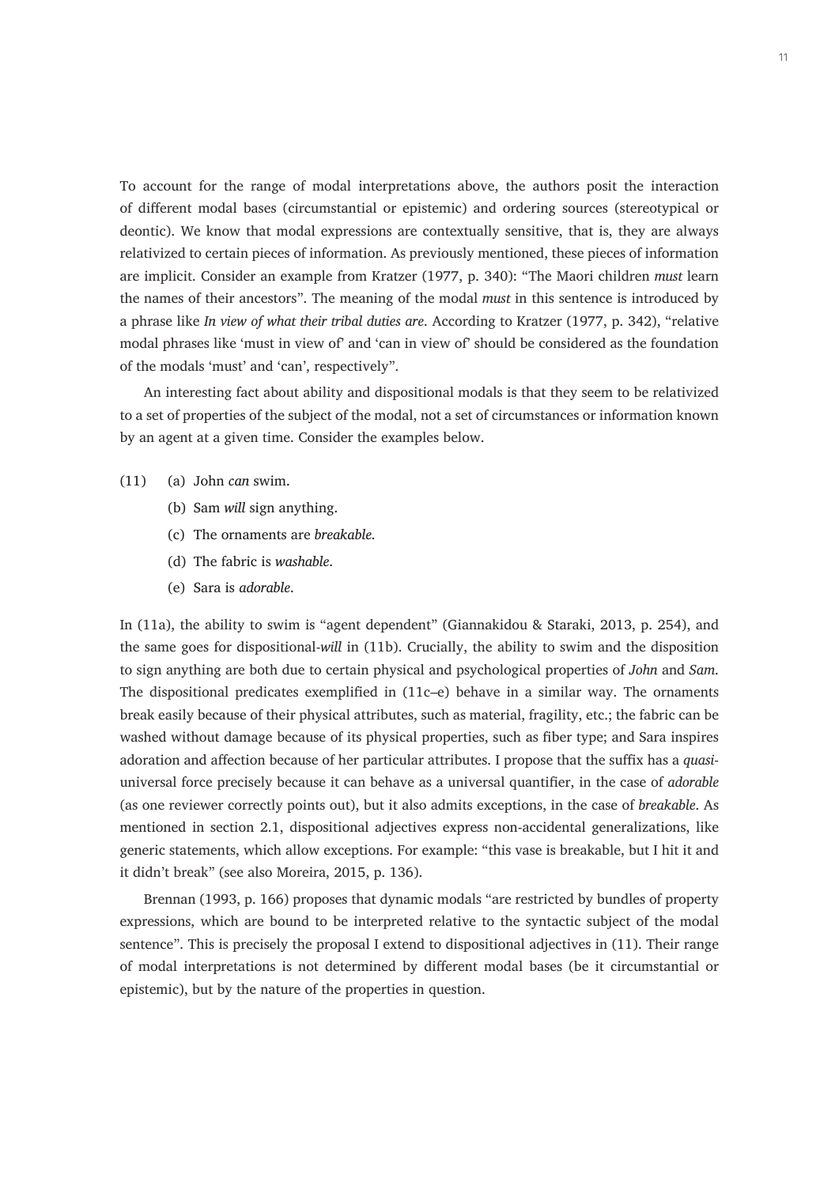To account for the range of modal interpretations above, the authors posit the interaction of different modal bases (circumstantial or epistemic) and ordering sources (stereotypical or deontic). We know that modal expressions are contextually sensitive, that is, they are always relativized to certain pieces of information. As previously mentioned, these pieces of information are implicit. Consider an example from Kratzer (1977, p. 340): “The Maori children *must* learn the names of their ancestors”. The meaning of the modal *must* in this sentence is introduced by a phrase like *In view of what their tribal duties are*. According to Kratzer (1977, p. 342), “relative modal phrases like ‘must in view of’ and ‘can in view of’ should be considered as the foundation of the modals ‘must’ and ‘can’, respectively”.

An interesting fact about ability and dispositional modals is that they seem to be relativized to a set of properties of the subject of the modal, not a set of circumstances or information known by an agent at a given time. Consider the examples below.

(11) (a) John *can* swim.
  (b) Sam *will* sign anything.
  (c) The ornaments are *breakable*.
  (d) The fabric is *washable*.
  (e) Sara is *adorable*.

In (11a), the ability to swim is “agent dependent” (Giannakidou & Staraki, 2013, p. 254), and the same goes for dispositional-*will* in (11b). Crucially, the ability to swim and the disposition to sign anything are both due to certain physical and psychological properties of *John* and *Sam*. The dispositional predicates exemplified in (11c–e) behave in a similar way. The ornaments break easily because of their physical attributes, such as material, fragility, etc.; the fabric can be washed without damage because of its physical properties, such as fiber type; and Sara inspires adoration and affection because of her particular attributes. I propose that the suffix has a *quasi*-universal force precisely because it can behave as a universal quantifier, in the case of *adorable* (as one reviewer correctly points out), but it also admits exceptions, in the case of *breakable*. As mentioned in section 2.1, dispositional adjectives express non-accidental generalizations, like generic statements, which allow exceptions. For example: “this vase is breakable, but I hit it and it didn’t break” (see also Moreira, 2015, p. 136).

Brennan (1993, p. 166) proposes that dynamic modals “are restricted by bundles of property expressions, which are bound to be interpreted relative to the syntactic subject of the modal sentence”. This is precisely the proposal I extend to dispositional adjectives in (11). Their range of modal interpretations is not determined by different modal bases (be it circumstantial or epistemic), but by the nature of the properties in question.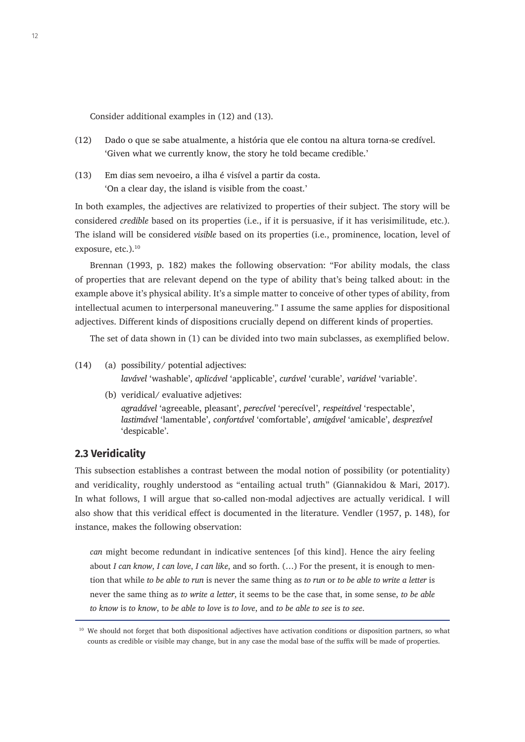Consider additional examples in (12) and (13).

(12) Dado o que se sabe atualmente, a história que ele contou na altura torna-se credível.
'Given what we currently know, the story he told became credible.'

(13) Em dias sem nevoeiro, a ilha é visível a partir da costa.
'On a clear day, the island is visible from the coast.'

In both examples, the adjectives are relativized to properties of their subject. The story will be considered *credible* based on its properties (i.e., if it is persuasive, if it has verisimilitude, etc.). The island will be considered *visible* based on its properties (i.e., prominence, location, level of exposure, etc.).[10]

Brennan (1993, p. 182) makes the following observation: "For ability modals, the class of properties that are relevant depend on the type of ability that's being talked about: in the example above it's physical ability. It's a simple matter to conceive of other types of ability, from intellectual acumen to interpersonal maneuvering." I assume the same applies for dispositional adjectives. Different kinds of dispositions crucially depend on different kinds of properties.

The set of data shown in (1) can be divided into two main subclasses, as exemplified below.

(14) (a) possibility/ potential adjectives:
*lavável* 'washable', *aplicável* 'applicable', *curável* 'curable', *variável* 'variable'.

(b) veridical/ evaluative adjetives:
*agradável* 'agreeable, pleasant', *perecível* 'perecível', *respeitável* 'respectable', *lastimável* 'lamentable', *confortável* 'comfortable', *amigável* 'amicable', *desprezível* 'despicable'.

## 2.3 Veridicality

This subsection establishes a contrast between the modal notion of possibility (or potentiality) and veridicality, roughly understood as "entailing actual truth" (Giannakidou & Mari, 2017). In what follows, I will argue that so-called non-modal adjectives are actually veridical. I will also show that this veridical effect is documented in the literature. Vendler (1957, p. 148), for instance, makes the following observation:

> *can* might become redundant in indicative sentences [of this kind]. Hence the airy feeling about *I can know*, *I can love*, *I can like*, and so forth. (…) For the present, it is enough to mention that while *to be able to run* is never the same thing as *to run* or *to be able to write a letter* is never the same thing as *to write a letter*, it seems to be the case that, in some sense, *to be able to know* is *to know*, t*o be able to love* is *to love*, and *to be able to see* is *to see*.

[10] We should not forget that both dispositional adjectives have activation conditions or disposition partners, so what counts as credible or visible may change, but in any case the modal base of the suffix will be made of properties.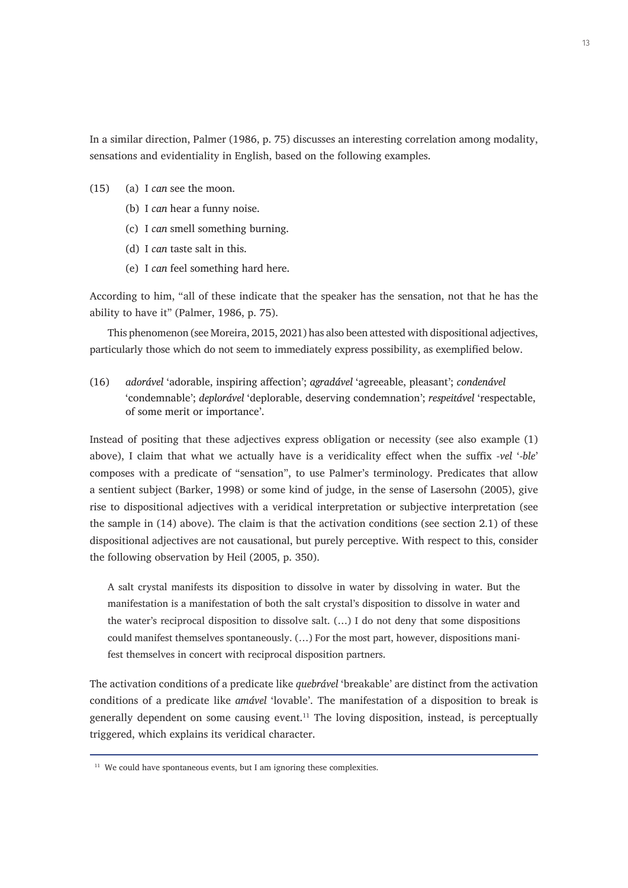In a similar direction, Palmer (1986, p. 75) discusses an interesting correlation among modality, sensations and evidentiality in English, based on the following examples.

(15) (a) I *can* see the moon.

(b) I *can* hear a funny noise.

(c) I *can* smell something burning.

(d) I *can* taste salt in this.

(e) I *can* feel something hard here.

According to him, "all of these indicate that the speaker has the sensation, not that he has the ability to have it" (Palmer, 1986, p. 75).

This phenomenon (see Moreira, 2015, 2021) has also been attested with dispositional adjectives, particularly those which do not seem to immediately express possibility, as exemplified below.

(16) *adorável* 'adorable, inspiring affection'; *agradável* 'agreeable, pleasant'; *condenável* 'condemnable'; *deplorável* 'deplorable, deserving condemnation'; *respeitável* 'respectable, of some merit or importance'.

Instead of positing that these adjectives express obligation or necessity (see also example (1) above), I claim that what we actually have is a veridicality effect when the suffix *-vel* '*-ble*' composes with a predicate of "sensation", to use Palmer's terminology. Predicates that allow a sentient subject (Barker, 1998) or some kind of judge, in the sense of Lasersohn (2005), give rise to dispositional adjectives with a veridical interpretation or subjective interpretation (see the sample in (14) above). The claim is that the activation conditions (see section 2.1) of these dispositional adjectives are not causational, but purely perceptive. With respect to this, consider the following observation by Heil (2005, p. 350).

> A salt crystal manifests its disposition to dissolve in water by dissolving in water. But the manifestation is a manifestation of both the salt crystal's disposition to dissolve in water and the water's reciprocal disposition to dissolve salt. (…) I do not deny that some dispositions could manifest themselves spontaneously. (…) For the most part, however, dispositions manifest themselves in concert with reciprocal disposition partners.

The activation conditions of a predicate like *quebrável* 'breakable' are distinct from the activation conditions of a predicate like *amável* 'lovable'. The manifestation of a disposition to break is generally dependent on some causing event.[11] The loving disposition, instead, is perceptually triggered, which explains its veridical character.

[11] We could have spontaneous events, but I am ignoring these complexities.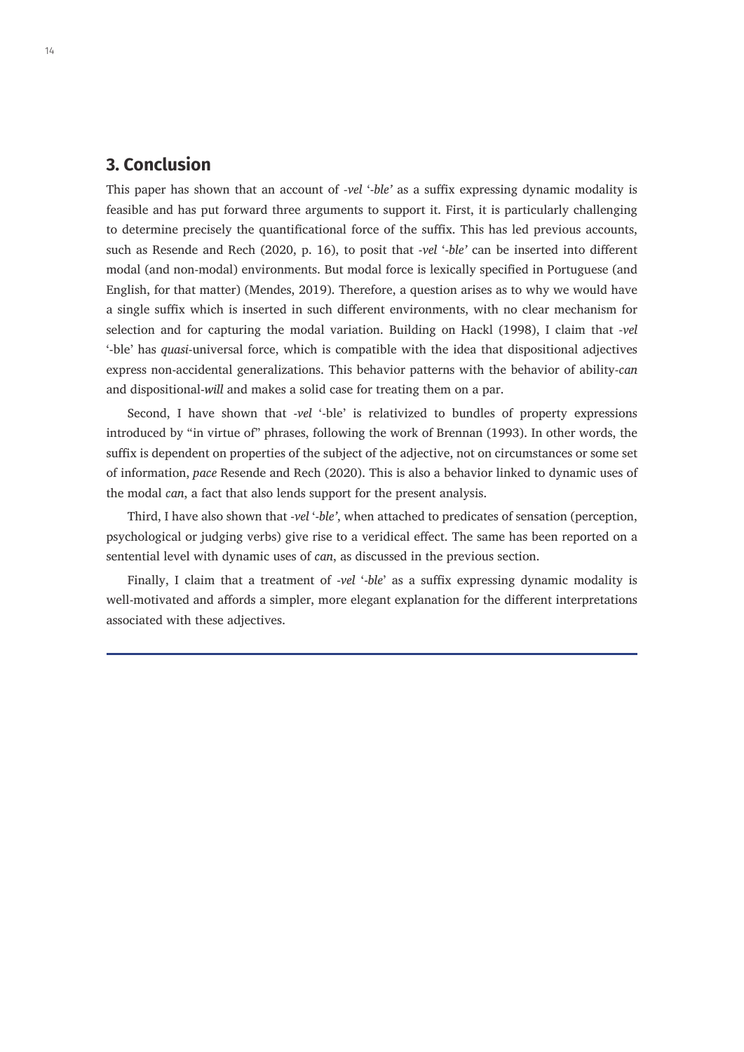## 3. Conclusion

This paper has shown that an account of *-vel* '*-ble'* as a suffix expressing dynamic modality is feasible and has put forward three arguments to support it. First, it is particularly challenging to determine precisely the quantificational force of the suffix. This has led previous accounts, such as Resende and Rech (2020, p. 16), to posit that *-vel* '*-ble'* can be inserted into different modal (and non-modal) environments. But modal force is lexically specified in Portuguese (and English, for that matter) (Mendes, 2019). Therefore, a question arises as to why we would have a single suffix which is inserted in such different environments, with no clear mechanism for selection and for capturing the modal variation. Building on Hackl (1998), I claim that *-vel* '-ble' has *quasi*-universal force, which is compatible with the idea that dispositional adjectives express non-accidental generalizations. This behavior patterns with the behavior of ability-*can* and dispositional-*will* and makes a solid case for treating them on a par.

Second, I have shown that *-vel* '-ble' is relativized to bundles of property expressions introduced by "in virtue of" phrases, following the work of Brennan (1993). In other words, the suffix is dependent on properties of the subject of the adjective, not on circumstances or some set of information, *pace* Resende and Rech (2020). This is also a behavior linked to dynamic uses of the modal *can*, a fact that also lends support for the present analysis.

Third, I have also shown that *-vel* '*-ble'*, when attached to predicates of sensation (perception, psychological or judging verbs) give rise to a veridical effect. The same has been reported on a sentential level with dynamic uses of *can*, as discussed in the previous section.

Finally, I claim that a treatment of *-vel* '*-ble*' as a suffix expressing dynamic modality is well-motivated and affords a simpler, more elegant explanation for the different interpretations associated with these adjectives.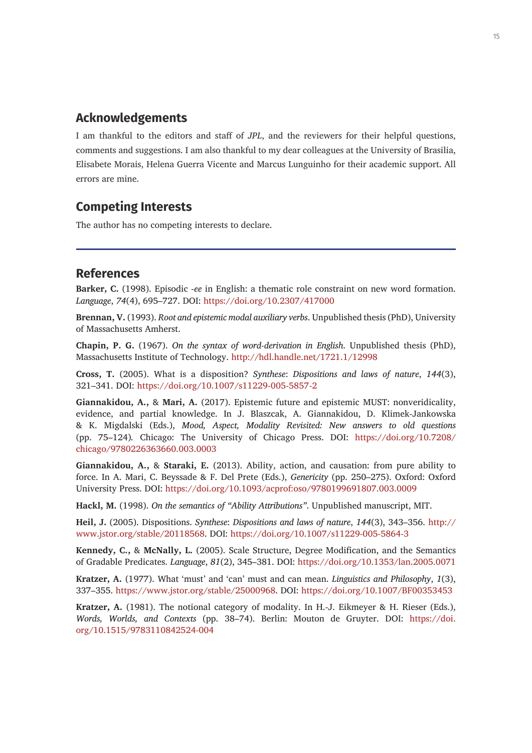## Acknowledgements

I am thankful to the editors and staff of *JPL*, and the reviewers for their helpful questions, comments and suggestions. I am also thankful to my dear colleagues at the University of Brasilia, Elisabete Morais, Helena Guerra Vicente and Marcus Lunguinho for their academic support. All errors are mine.

## Competing Interests

The author has no competing interests to declare.

## References

**Barker, C.** (1998). Episodic *-ee* in English: a thematic role constraint on new word formation. *Language*, *74*(4), 695–727. DOI: https://doi.org/10.2307/417000

**Brennan, V.** (1993). *Root and epistemic modal auxiliary verbs*. Unpublished thesis (PhD), University of Massachusetts Amherst.

**Chapin, P. G.** (1967). *On the syntax of word-derivation in English*. Unpublished thesis (PhD), Massachusetts Institute of Technology. http://hdl.handle.net/1721.1/12998

**Cross, T.** (2005). What is a disposition? *Synthese*: *Dispositions and laws of nature*, *144*(3), 321–341. DOI: https://doi.org/10.1007/s11229-005-5857-2

**Giannakidou, A.,** & **Mari, A.** (2017). Epistemic future and epistemic MUST: nonveridicality, evidence, and partial knowledge. In J. Blaszcak, A. Giannakidou, D. Klimek-Jankowska & K. Migdalski (Eds.), *Mood, Aspect, Modality Revisited: New answers to old questions* (pp. 75–124). Chicago: The University of Chicago Press. DOI: https://doi.org/10.7208/chicago/9780226363660.003.0003

**Giannakidou, A.,** & **Staraki, E.** (2013). Ability, action, and causation: from pure ability to force. In A. Mari, C. Beyssade & F. Del Prete (Eds.), *Genericity* (pp. 250–275). Oxford: Oxford University Press. DOI: https://doi.org/10.1093/acprof:oso/9780199691807.003.0009

**Hackl, M.** (1998). *On the semantics of "Ability Attributions"*. Unpublished manuscript, MIT.

**Heil, J.** (2005). Dispositions. *Synthese*: *Dispositions and laws of nature*, *144*(3), 343–356. http://www.jstor.org/stable/20118568. DOI: https://doi.org/10.1007/s11229-005-5864-3

**Kennedy, C.,** & **McNally, L.** (2005). Scale Structure, Degree Modification, and the Semantics of Gradable Predicates. *Language*, *81*(2), 345–381. DOI: https://doi.org/10.1353/lan.2005.0071

**Kratzer, A.** (1977). What 'must' and 'can' must and can mean. *Linguistics and Philosophy*, *1*(3), 337–355. https://www.jstor.org/stable/25000968. DOI: https://doi.org/10.1007/BF00353453

**Kratzer, A.** (1981). The notional category of modality. In H.-J. Eikmeyer & H. Rieser (Eds.), *Words, Worlds, and Contexts* (pp. 38–74). Berlin: Mouton de Gruyter. DOI: https://doi.org/10.1515/9783110842524-004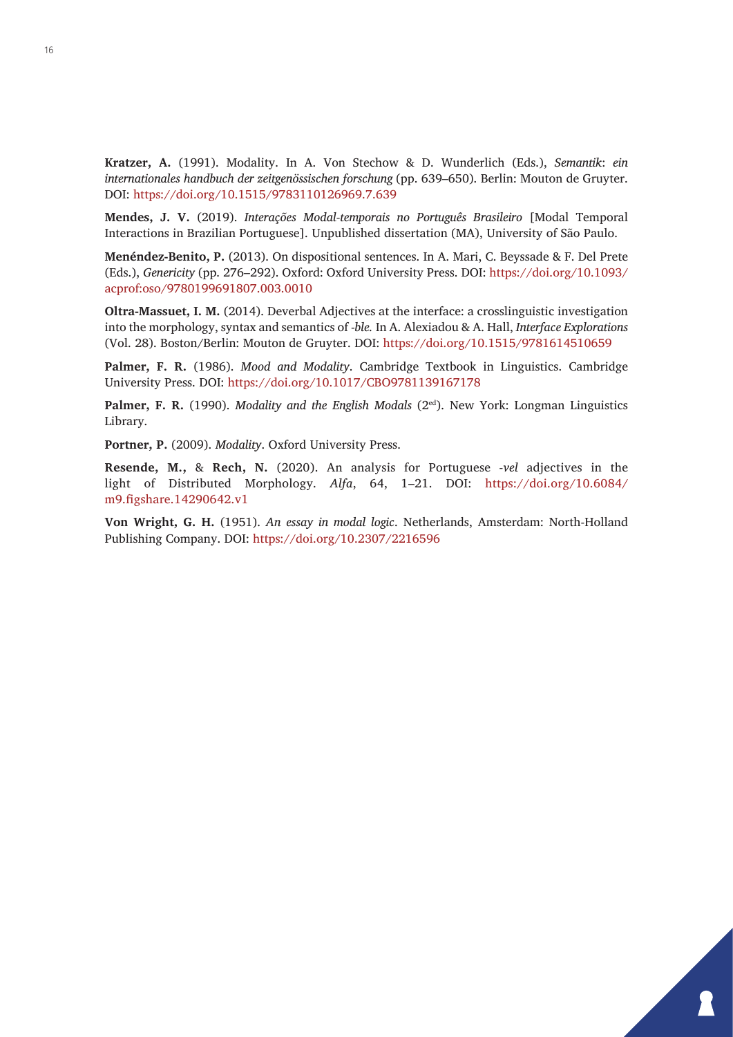**Kratzer, A.** (1991). Modality. In A. Von Stechow & D. Wunderlich (Eds.), *Semantik*: *ein internationales handbuch der zeitgenössischen forschung* (pp. 639–650). Berlin: Mouton de Gruyter. DOI: https://doi.org/10.1515/9783110126969.7.639

**Mendes, J. V.** (2019). *Interações Modal-temporais no Português Brasileiro* [Modal Temporal Interactions in Brazilian Portuguese]. Unpublished dissertation (MA), University of São Paulo.

**Menéndez-Benito, P.** (2013). On dispositional sentences. In A. Mari, C. Beyssade & F. Del Prete (Eds.), *Genericity* (pp. 276–292). Oxford: Oxford University Press. DOI: https://doi.org/10.1093/acprof:oso/9780199691807.003.0010

**Oltra-Massuet, I. M.** (2014). Deverbal Adjectives at the interface: a crosslinguistic investigation into the morphology, syntax and semantics of *-ble.* In A. Alexiadou & A. Hall, *Interface Explorations* (Vol. 28). Boston/Berlin: Mouton de Gruyter. DOI: https://doi.org/10.1515/9781614510659

**Palmer, F. R.** (1986). *Mood and Modality*. Cambridge Textbook in Linguistics. Cambridge University Press. DOI: https://doi.org/10.1017/CBO9781139167178

**Palmer, F. R.** (1990). *Modality and the English Modals* (2[ed]). New York: Longman Linguistics Library.

**Portner, P.** (2009). *Modality*. Oxford University Press.

**Resende, M.,** & **Rech, N.** (2020). An analysis for Portuguese *-vel* adjectives in the light of Distributed Morphology. *Alfa*, 64, 1–21. DOI: https://doi.org/10.6084/m9.figshare.14290642.v1

**Von Wright, G. H.** (1951). *An essay in modal logic*. Netherlands, Amsterdam: North-Holland Publishing Company. DOI: https://doi.org/10.2307/2216596